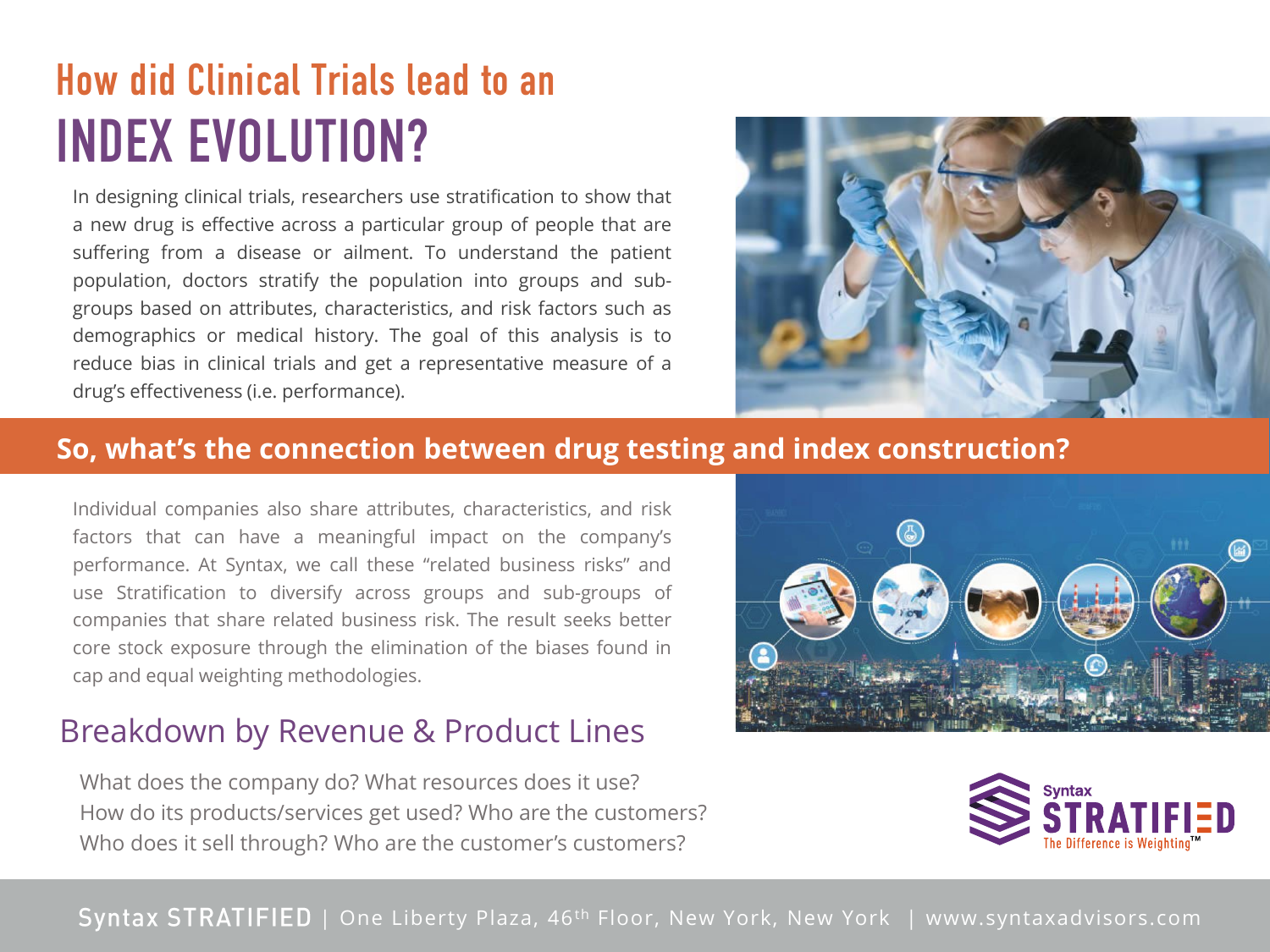# How did Clinical Trials lead to an INDEX EVOLUTION?

In designing clinical trials, researchers use stratification to show that a new drug is effective across a particular group of people that are suffering from a disease or ailment. To understand the patient population, doctors stratify the population into groups and sub-groups based on attributes, characteristics, and risk factors such as demographics or medical history. The goal of this analysis is to reduce bias in clinical trials and get a representative measure of a drug's effectiveness (i.e. performance).

## So, what's the connection between drug testing and index construction?

Individual companies also share attributes, characteristics, and risk factors that can have a meaningful impact on the company's performance. At Syntax, we call these "related business risks" and use Stratification to diversify across groups and sub-groups of companies that share related business risk. The result seeks better core stock exposure through the elimination of the biases found in cap and equal weighting methodologies.

## Breakdown by Revenue & Product Lines

What does the company do? What resources does it use?
How do its products/services get used? Who are the customers?
Who does it sell through? Who are the customer's customers?

Syntax STRATIFIED
The Difference is Weighting™

Syntax STRATIFIED | One Liberty Plaza, 46th Floor, New York, New York | www.syntaxadvisors.com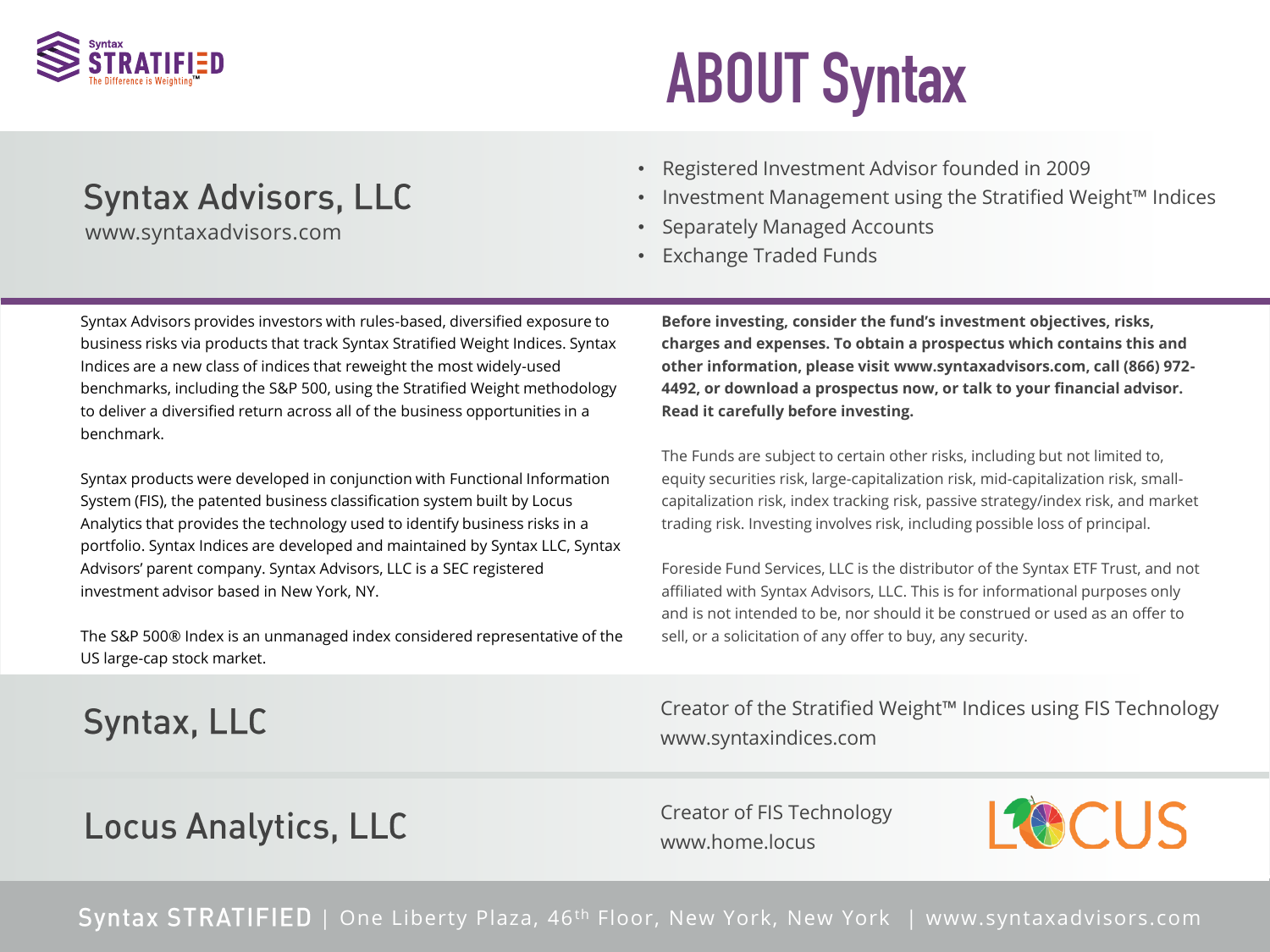Syntax STRATIFIED
The Difference is Weighting™

# ABOUT Syntax

## Syntax Advisors, LLC

www.syntaxadvisors.com

- Registered Investment Advisor founded in 2009
- Investment Management using the Stratified Weight™ Indices
- Separately Managed Accounts
- Exchange Traded Funds

Syntax Advisors provides investors with rules-based, diversified exposure to business risks via products that track Syntax Stratified Weight Indices. Syntax Indices are a new class of indices that reweight the most widely-used benchmarks, including the S&P 500, using the Stratified Weight methodology to deliver a diversified return across all of the business opportunities in a benchmark.

Syntax products were developed in conjunction with Functional Information System (FIS), the patented business classification system built by Locus Analytics that provides the technology used to identify business risks in a portfolio. Syntax Indices are developed and maintained by Syntax LLC, Syntax Advisors' parent company. Syntax Advisors, LLC is a SEC registered investment advisor based in New York, NY.

The S&P 500® Index is an unmanaged index considered representative of the US large-cap stock market.

**Before investing, consider the fund's investment objectives, risks, charges and expenses. To obtain a prospectus which contains this and other information, please visit www.syntaxadvisors.com, call (866) 972-4492, or download a prospectus now, or talk to your financial advisor. Read it carefully before investing.**

The Funds are subject to certain other risks, including but not limited to, equity securities risk, large-capitalization risk, mid-capitalization risk, small-capitalization risk, index tracking risk, passive strategy/index risk, and market trading risk. Investing involves risk, including possible loss of principal.

Foreside Fund Services, LLC is the distributor of the Syntax ETF Trust, and not affiliated with Syntax Advisors, LLC. This is for informational purposes only and is not intended to be, nor should it be construed or used as an offer to sell, or a solicitation of any offer to buy, any security.

## Syntax, LLC

Creator of the Stratified Weight™ Indices using FIS Technology
www.syntaxindices.com

## Locus Analytics, LLC

Creator of FIS Technology
www.home.locus

LOCUS

Syntax STRATIFIED | One Liberty Plaza, 46th Floor, New York, New York | www.syntaxadvisors.com